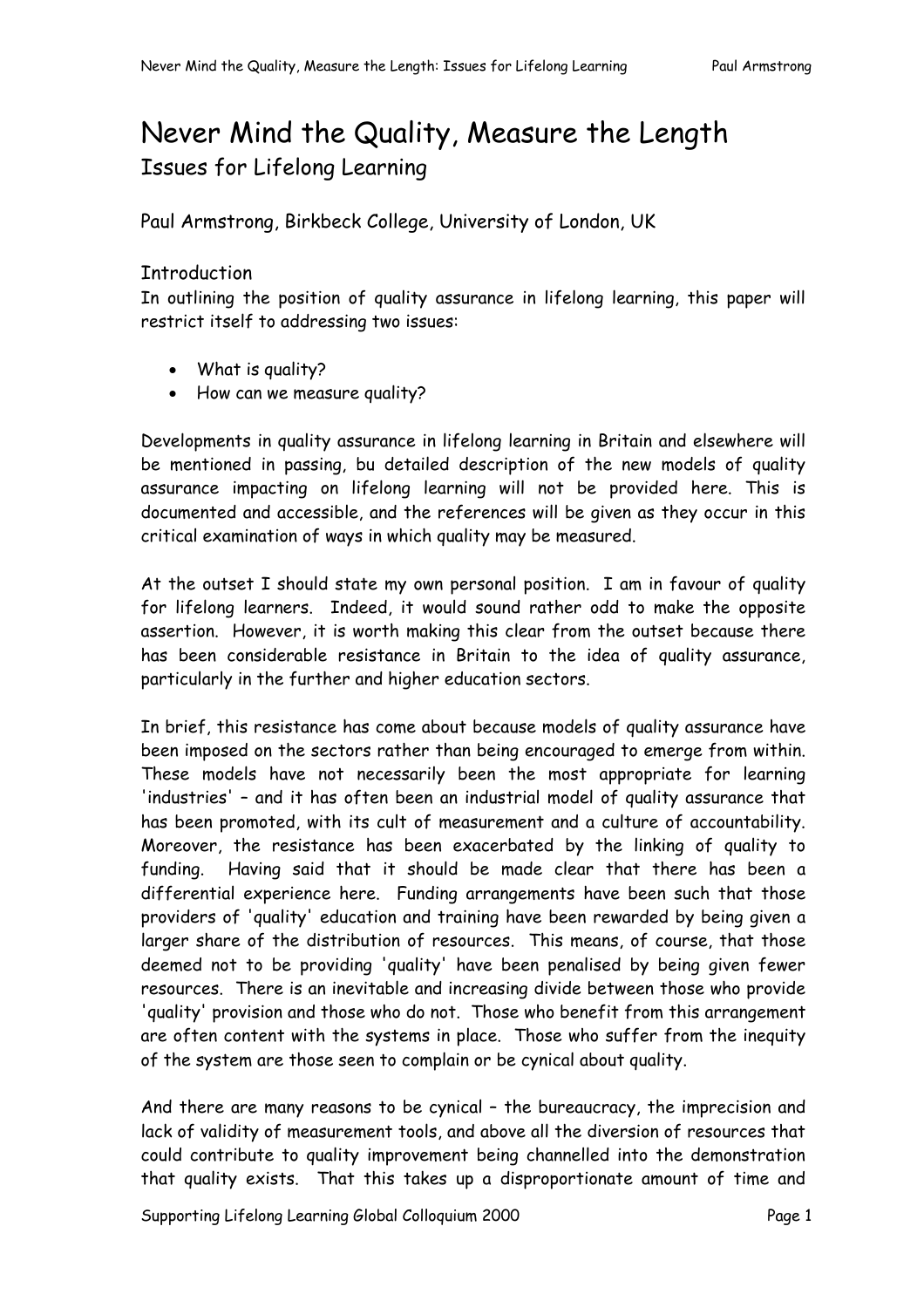# Never Mind the Quality, Measure the Length

## Issues for Lifelong Learning

Paul Armstrong, Birkbeck College, University of London, UK

## Introduction

In outlining the position of quality assurance in lifelong learning, this paper will restrict itself to addressing two issues:

- What is quality?
- How can we measure quality?

Developments in quality assurance in lifelong learning in Britain and elsewhere will be mentioned in passing, bu detailed description of the new models of quality assurance impacting on lifelong learning will not be provided here. This is documented and accessible, and the references will be given as they occur in this critical examination of ways in which quality may be measured.

At the outset I should state my own personal position. I am in favour of quality for lifelong learners. Indeed, it would sound rather odd to make the opposite assertion. However, it is worth making this clear from the outset because there has been considerable resistance in Britain to the idea of quality assurance, particularly in the further and higher education sectors.

In brief, this resistance has come about because models of quality assurance have been imposed on the sectors rather than being encouraged to emerge from within. These models have not necessarily been the most appropriate for learning 'industries' – and it has often been an industrial model of quality assurance that has been promoted, with its cult of measurement and a culture of accountability. Moreover, the resistance has been exacerbated by the linking of quality to funding. Having said that it should be made clear that there has been a differential experience here. Funding arrangements have been such that those providers of 'quality' education and training have been rewarded by being given a larger share of the distribution of resources. This means, of course, that those deemed not to be providing 'quality' have been penalised by being given fewer resources. There is an inevitable and increasing divide between those who provide 'quality' provision and those who do not. Those who benefit from this arrangement are often content with the systems in place. Those who suffer from the inequity of the system are those seen to complain or be cynical about quality.

And there are many reasons to be cynical – the bureaucracy, the imprecision and lack of validity of measurement tools, and above all the diversion of resources that could contribute to quality improvement being channelled into the demonstration that quality exists. That this takes up a disproportionate amount of time and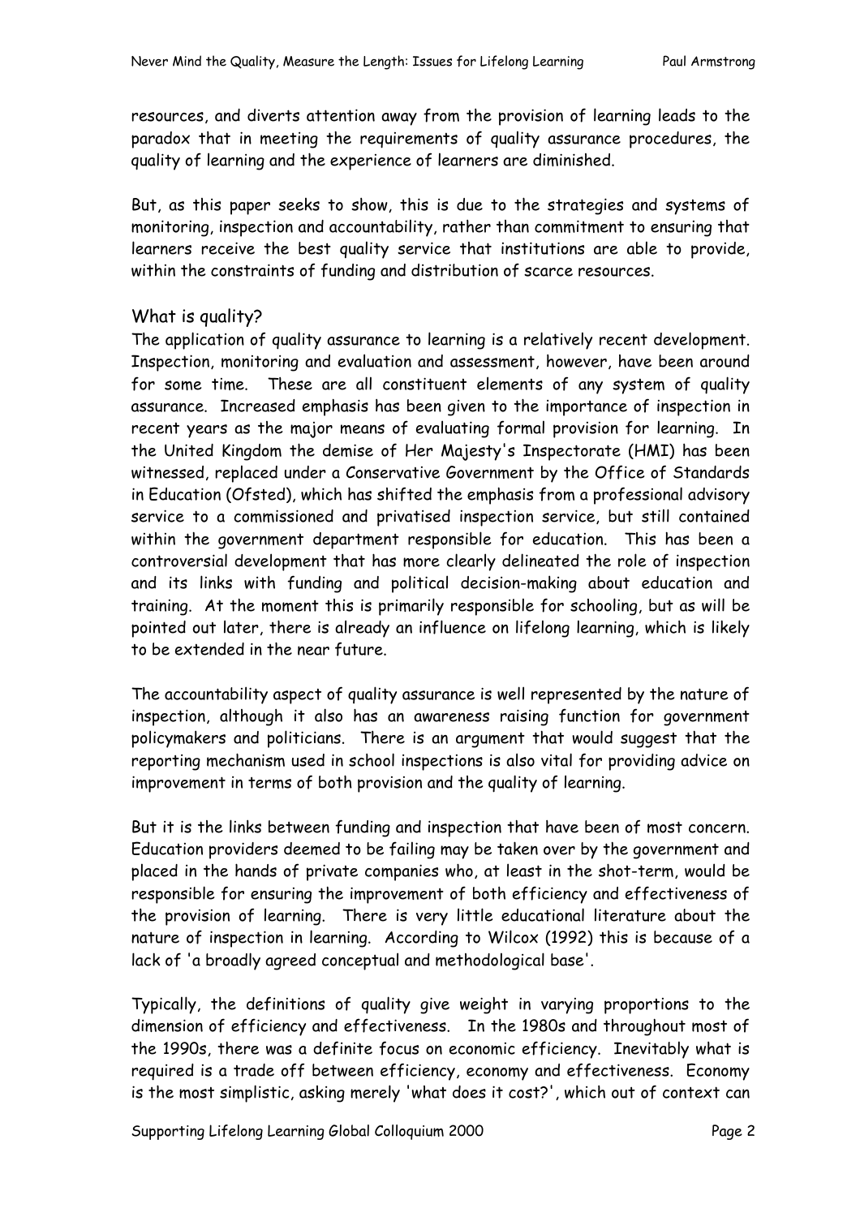resources, and diverts attention away from the provision of learning leads to the paradox that in meeting the requirements of quality assurance procedures, the quality of learning and the experience of learners are diminished.

But, as this paper seeks to show, this is due to the strategies and systems of monitoring, inspection and accountability, rather than commitment to ensuring that learners receive the best quality service that institutions are able to provide, within the constraints of funding and distribution of scarce resources.

## What is quality?

The application of quality assurance to learning is a relatively recent development. Inspection, monitoring and evaluation and assessment, however, have been around for some time. These are all constituent elements of any system of quality assurance. Increased emphasis has been given to the importance of inspection in recent years as the major means of evaluating formal provision for learning. In the United Kingdom the demise of Her Majesty's Inspectorate (HMI) has been witnessed, replaced under a Conservative Government by the Office of Standards in Education (Ofsted), which has shifted the emphasis from a professional advisory service to a commissioned and privatised inspection service, but still contained within the government department responsible for education. This has been a controversial development that has more clearly delineated the role of inspection and its links with funding and political decision-making about education and training. At the moment this is primarily responsible for schooling, but as will be pointed out later, there is already an influence on lifelong learning, which is likely to be extended in the near future.

The accountability aspect of quality assurance is well represented by the nature of inspection, although it also has an awareness raising function for government policymakers and politicians. There is an argument that would suggest that the reporting mechanism used in school inspections is also vital for providing advice on improvement in terms of both provision and the quality of learning.

But it is the links between funding and inspection that have been of most concern. Education providers deemed to be failing may be taken over by the government and placed in the hands of private companies who, at least in the shot-term, would be responsible for ensuring the improvement of both efficiency and effectiveness of the provision of learning. There is very little educational literature about the nature of inspection in learning. According to Wilcox (1992) this is because of a lack of 'a broadly agreed conceptual and methodological base'.

Typically, the definitions of quality give weight in varying proportions to the dimension of efficiency and effectiveness. In the 1980s and throughout most of the 1990s, there was a definite focus on economic efficiency. Inevitably what is required is a trade off between efficiency, economy and effectiveness. Economy is the most simplistic, asking merely 'what does it cost?', which out of context can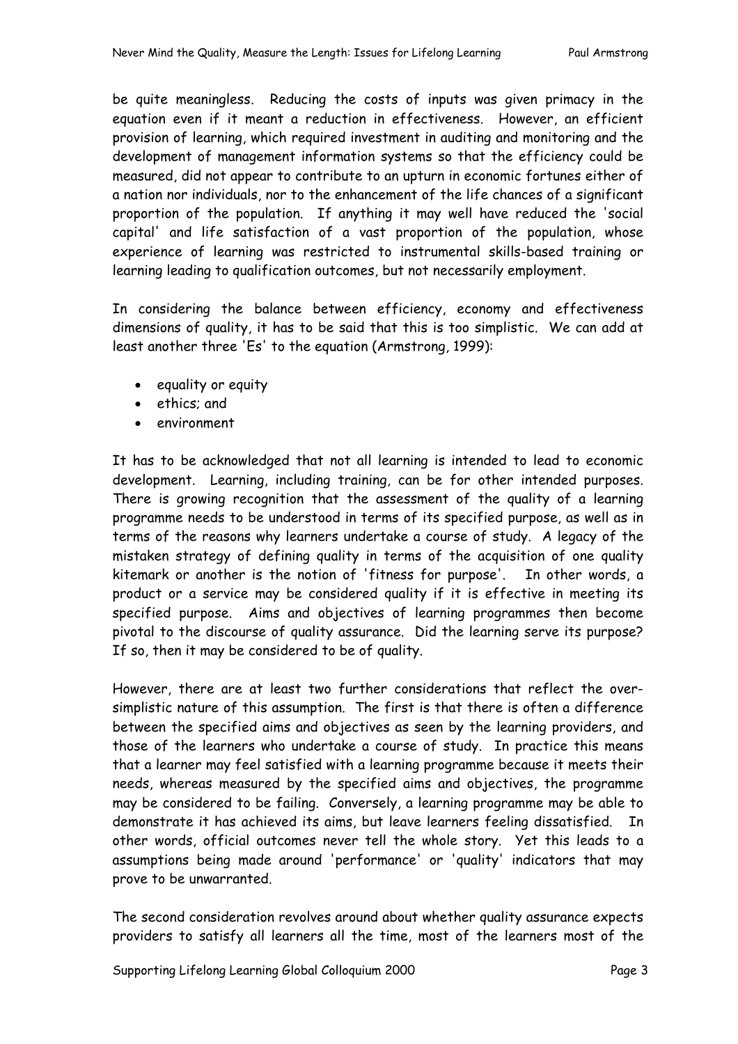be quite meaningless. Reducing the costs of inputs was given primacy in the equation even if it meant a reduction in effectiveness. However, an efficient provision of learning, which required investment in auditing and monitoring and the development of management information systems so that the efficiency could be measured, did not appear to contribute to an upturn in economic fortunes either of a nation nor individuals, nor to the enhancement of the life chances of a significant proportion of the population. If anything it may well have reduced the 'social capital' and life satisfaction of a vast proportion of the population, whose experience of learning was restricted to instrumental skills-based training or learning leading to qualification outcomes, but not necessarily employment.

In considering the balance between efficiency, economy and effectiveness dimensions of quality, it has to be said that this is too simplistic. We can add at least another three 'Es' to the equation (Armstrong, 1999):

- equality or equity
- ethics; and
- environment

It has to be acknowledged that not all learning is intended to lead to economic development. Learning, including training, can be for other intended purposes. There is growing recognition that the assessment of the quality of a learning programme needs to be understood in terms of its specified purpose, as well as in terms of the reasons why learners undertake a course of study. A legacy of the mistaken strategy of defining quality in terms of the acquisition of one quality kitemark or another is the notion of 'fitness for purpose'. In other words, a product or a service may be considered quality if it is effective in meeting its specified purpose. Aims and objectives of learning programmes then become pivotal to the discourse of quality assurance. Did the learning serve its purpose? If so, then it may be considered to be of quality.

However, there are at least two further considerations that reflect the over-simplistic nature of this assumption. The first is that there is often a difference between the specified aims and objectives as seen by the learning providers, and those of the learners who undertake a course of study. In practice this means that a learner may feel satisfied with a learning programme because it meets their needs, whereas measured by the specified aims and objectives, the programme may be considered to be failing. Conversely, a learning programme may be able to demonstrate it has achieved its aims, but leave learners feeling dissatisfied. In other words, official outcomes never tell the whole story. Yet this leads to a assumptions being made around 'performance' or 'quality' indicators that may prove to be unwarranted.

The second consideration revolves around about whether quality assurance expects providers to satisfy all learners all the time, most of the learners most of the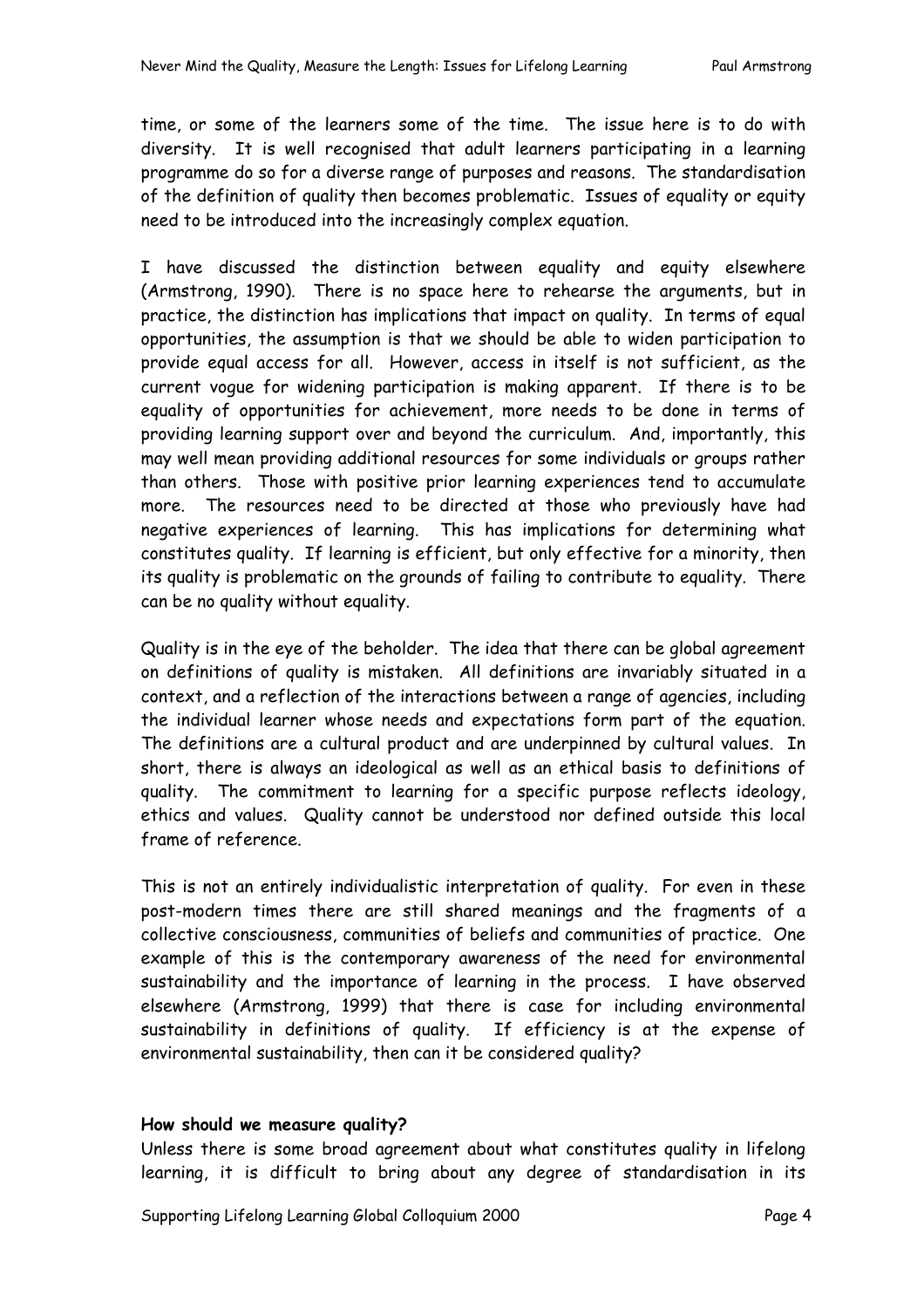time, or some of the learners some of the time. The issue here is to do with diversity. It is well recognised that adult learners participating in a learning programme do so for a diverse range of purposes and reasons. The standardisation of the definition of quality then becomes problematic. Issues of equality or equity need to be introduced into the increasingly complex equation.

I have discussed the distinction between equality and equity elsewhere (Armstrong, 1990). There is no space here to rehearse the arguments, but in practice, the distinction has implications that impact on quality. In terms of equal opportunities, the assumption is that we should be able to widen participation to provide equal access for all. However, access in itself is not sufficient, as the current vogue for widening participation is making apparent. If there is to be equality of opportunities for achievement, more needs to be done in terms of providing learning support over and beyond the curriculum. And, importantly, this may well mean providing additional resources for some individuals or groups rather than others. Those with positive prior learning experiences tend to accumulate more. The resources need to be directed at those who previously have had negative experiences of learning. This has implications for determining what constitutes quality. If learning is efficient, but only effective for a minority, then its quality is problematic on the grounds of failing to contribute to equality. There can be no quality without equality.

Quality is in the eye of the beholder. The idea that there can be global agreement on definitions of quality is mistaken. All definitions are invariably situated in a context, and a reflection of the interactions between a range of agencies, including the individual learner whose needs and expectations form part of the equation. The definitions are a cultural product and are underpinned by cultural values. In short, there is always an ideological as well as an ethical basis to definitions of quality. The commitment to learning for a specific purpose reflects ideology, ethics and values. Quality cannot be understood nor defined outside this local frame of reference.

This is not an entirely individualistic interpretation of quality. For even in these post-modern times there are still shared meanings and the fragments of a collective consciousness, communities of beliefs and communities of practice. One example of this is the contemporary awareness of the need for environmental sustainability and the importance of learning in the process. I have observed elsewhere (Armstrong, 1999) that there is case for including environmental sustainability in definitions of quality. If efficiency is at the expense of environmental sustainability, then can it be considered quality?

**How should we measure quality?**

Unless there is some broad agreement about what constitutes quality in lifelong learning, it is difficult to bring about any degree of standardisation in its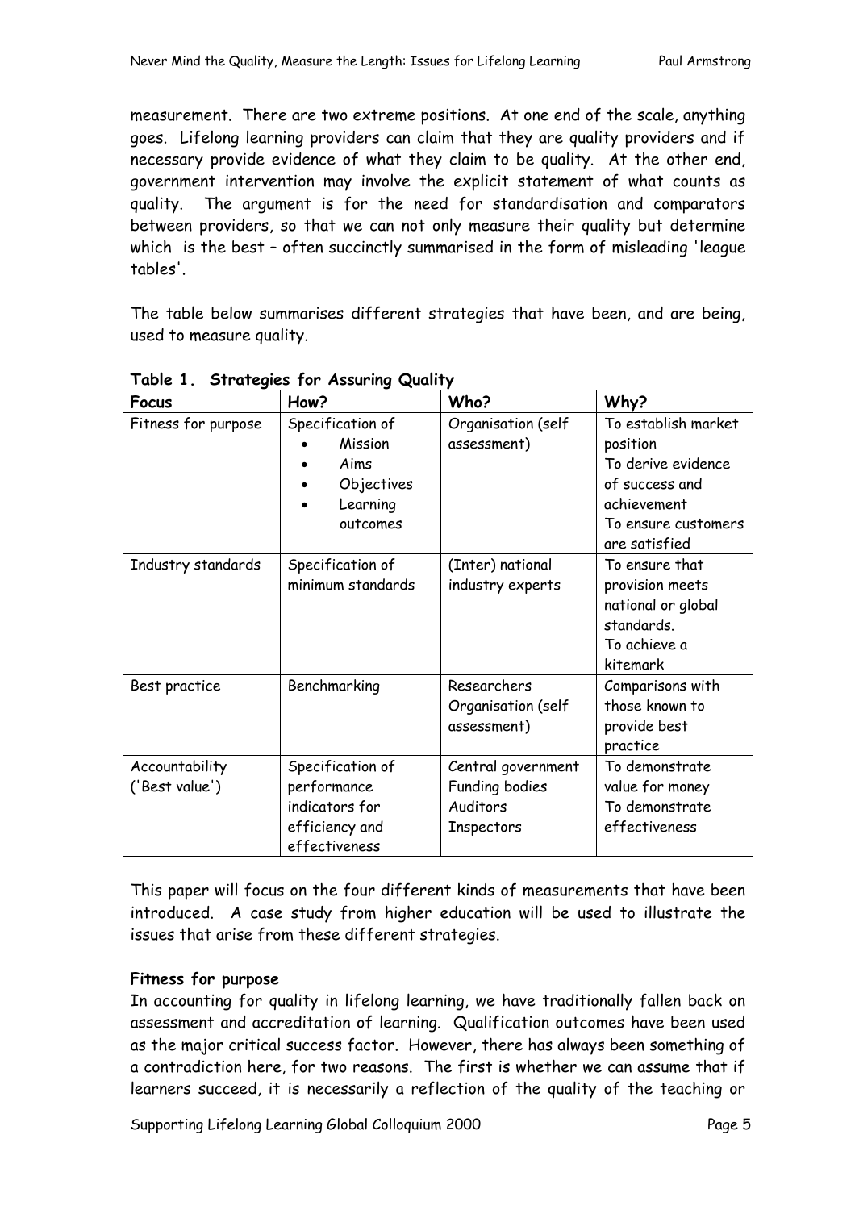measurement. There are two extreme positions. At one end of the scale, anything goes. Lifelong learning providers can claim that they are quality providers and if necessary provide evidence of what they claim to be quality. At the other end, government intervention may involve the explicit statement of what counts as quality. The argument is for the need for standardisation and comparators between providers, so that we can not only measure their quality but determine which is the best – often succinctly summarised in the form of misleading 'league tables'.

The table below summarises different strategies that have been, and are being, used to measure quality.

**Table 1. Strategies for Assuring Quality**

| Focus | How? | Who? | Why? |
|---|---|---|---|
| Fitness for purpose | Specification of<br>• Mission<br>• Aims<br>• Objectives<br>• Learning outcomes | Organisation (self assessment) | To establish market position<br>To derive evidence of success and achievement<br>To ensure customers are satisfied |
| Industry standards | Specification of minimum standards | (Inter) national industry experts | To ensure that provision meets national or global standards.<br>To achieve a kitemark |
| Best practice | Benchmarking | Researchers<br>Organisation (self assessment) | Comparisons with those known to provide best practice |
| Accountability ('Best value') | Specification of performance indicators for efficiency and effectiveness | Central government<br>Funding bodies<br>Auditors<br>Inspectors | To demonstrate value for money<br>To demonstrate effectiveness |

This paper will focus on the four different kinds of measurements that have been introduced. A case study from higher education will be used to illustrate the issues that arise from these different strategies.

**Fitness for purpose**

In accounting for quality in lifelong learning, we have traditionally fallen back on assessment and accreditation of learning. Qualification outcomes have been used as the major critical success factor. However, there has always been something of a contradiction here, for two reasons. The first is whether we can assume that if learners succeed, it is necessarily a reflection of the quality of the teaching or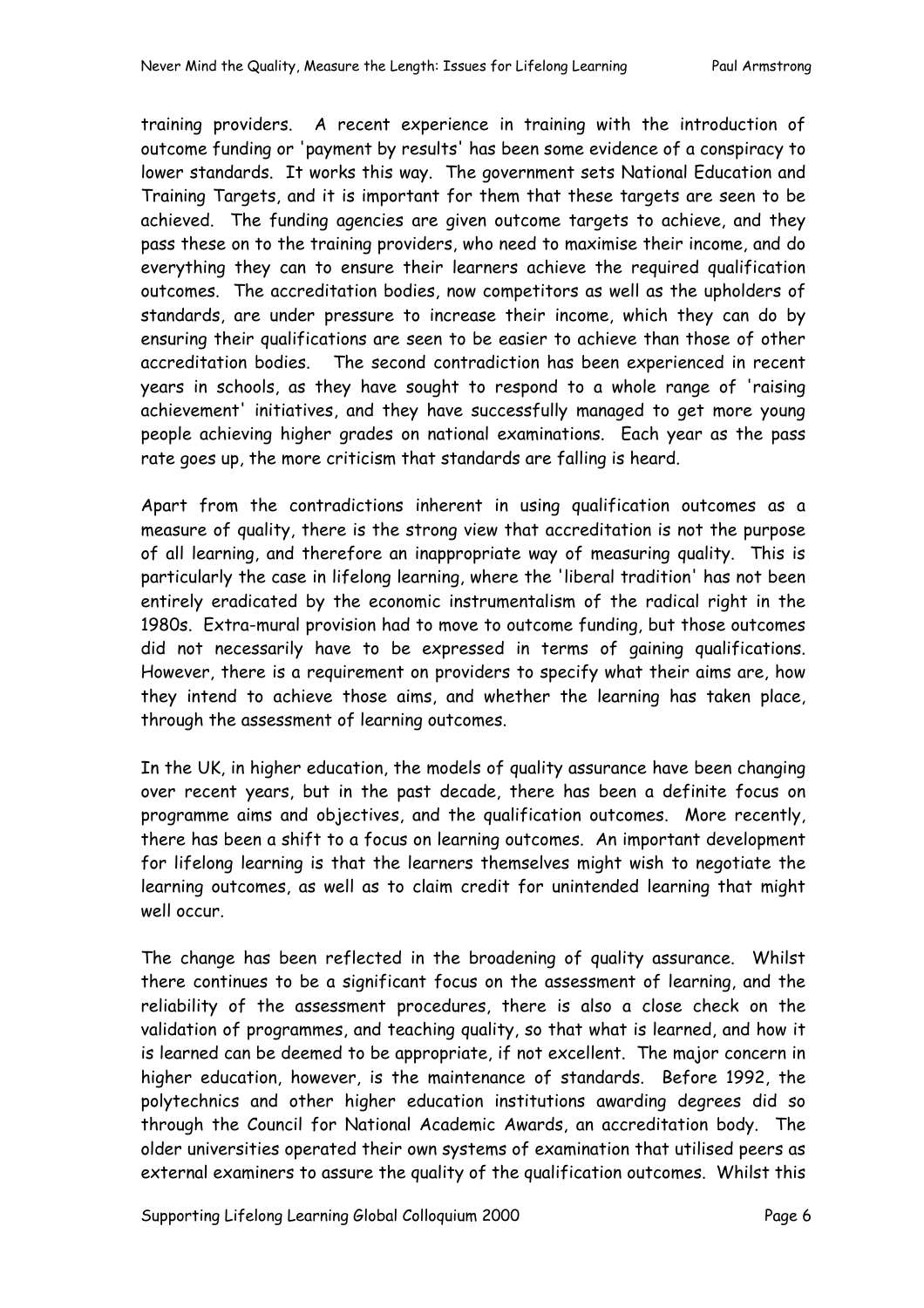training providers. A recent experience in training with the introduction of outcome funding or 'payment by results' has been some evidence of a conspiracy to lower standards. It works this way. The government sets National Education and Training Targets, and it is important for them that these targets are seen to be achieved. The funding agencies are given outcome targets to achieve, and they pass these on to the training providers, who need to maximise their income, and do everything they can to ensure their learners achieve the required qualification outcomes. The accreditation bodies, now competitors as well as the upholders of standards, are under pressure to increase their income, which they can do by ensuring their qualifications are seen to be easier to achieve than those of other accreditation bodies. The second contradiction has been experienced in recent years in schools, as they have sought to respond to a whole range of 'raising achievement' initiatives, and they have successfully managed to get more young people achieving higher grades on national examinations. Each year as the pass rate goes up, the more criticism that standards are falling is heard.

Apart from the contradictions inherent in using qualification outcomes as a measure of quality, there is the strong view that accreditation is not the purpose of all learning, and therefore an inappropriate way of measuring quality. This is particularly the case in lifelong learning, where the 'liberal tradition' has not been entirely eradicated by the economic instrumentalism of the radical right in the 1980s. Extra-mural provision had to move to outcome funding, but those outcomes did not necessarily have to be expressed in terms of gaining qualifications. However, there is a requirement on providers to specify what their aims are, how they intend to achieve those aims, and whether the learning has taken place, through the assessment of learning outcomes.

In the UK, in higher education, the models of quality assurance have been changing over recent years, but in the past decade, there has been a definite focus on programme aims and objectives, and the qualification outcomes. More recently, there has been a shift to a focus on learning outcomes. An important development for lifelong learning is that the learners themselves might wish to negotiate the learning outcomes, as well as to claim credit for unintended learning that might well occur.

The change has been reflected in the broadening of quality assurance. Whilst there continues to be a significant focus on the assessment of learning, and the reliability of the assessment procedures, there is also a close check on the validation of programmes, and teaching quality, so that what is learned, and how it is learned can be deemed to be appropriate, if not excellent. The major concern in higher education, however, is the maintenance of standards. Before 1992, the polytechnics and other higher education institutions awarding degrees did so through the Council for National Academic Awards, an accreditation body. The older universities operated their own systems of examination that utilised peers as external examiners to assure the quality of the qualification outcomes. Whilst this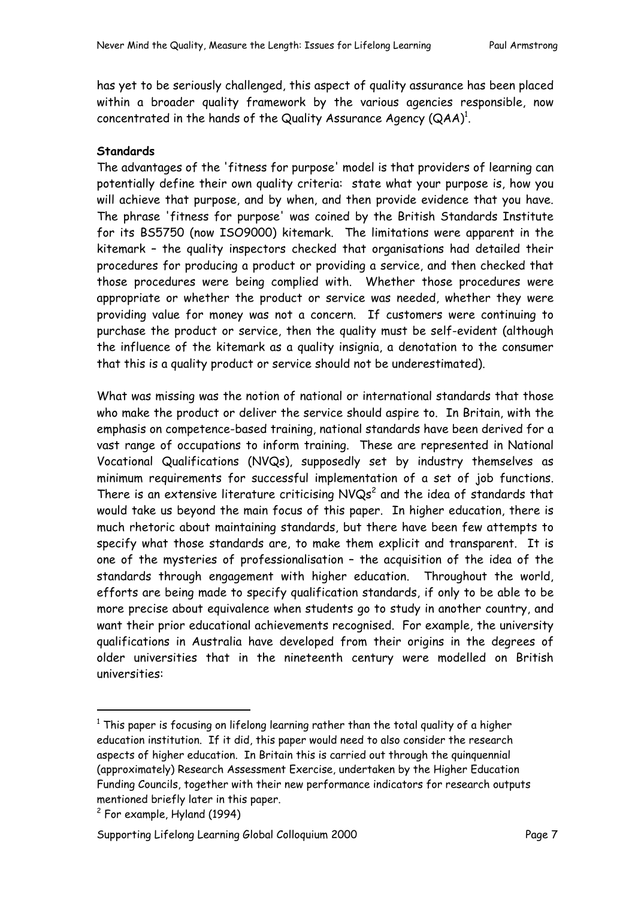has yet to be seriously challenged, this aspect of quality assurance has been placed within a broader quality framework by the various agencies responsible, now concentrated in the hands of the Quality Assurance Agency (QAA)[1].

**Standards**

The advantages of the 'fitness for purpose' model is that providers of learning can potentially define their own quality criteria: state what your purpose is, how you will achieve that purpose, and by when, and then provide evidence that you have. The phrase 'fitness for purpose' was coined by the British Standards Institute for its BS5750 (now ISO9000) kitemark. The limitations were apparent in the kitemark – the quality inspectors checked that organisations had detailed their procedures for producing a product or providing a service, and then checked that those procedures were being complied with. Whether those procedures were appropriate or whether the product or service was needed, whether they were providing value for money was not a concern. If customers were continuing to purchase the product or service, then the quality must be self-evident (although the influence of the kitemark as a quality insignia, a denotation to the consumer that this is a quality product or service should not be underestimated).

What was missing was the notion of national or international standards that those who make the product or deliver the service should aspire to. In Britain, with the emphasis on competence-based training, national standards have been derived for a vast range of occupations to inform training. These are represented in National Vocational Qualifications (NVQs), supposedly set by industry themselves as minimum requirements for successful implementation of a set of job functions. There is an extensive literature criticising NVQs[2] and the idea of standards that would take us beyond the main focus of this paper. In higher education, there is much rhetoric about maintaining standards, but there have been few attempts to specify what those standards are, to make them explicit and transparent. It is one of the mysteries of professionalisation – the acquisition of the idea of the standards through engagement with higher education. Throughout the world, efforts are being made to specify qualification standards, if only to be able to be more precise about equivalence when students go to study in another country, and want their prior educational achievements recognised. For example, the university qualifications in Australia have developed from their origins in the degrees of older universities that in the nineteenth century were modelled on British universities:

---

[1] This paper is focusing on lifelong learning rather than the total quality of a higher education institution. If it did, this paper would need to also consider the research aspects of higher education. In Britain this is carried out through the quinquennial (approximately) Research Assessment Exercise, undertaken by the Higher Education Funding Councils, together with their new performance indicators for research outputs mentioned briefly later in this paper.

[2] For example, Hyland (1994)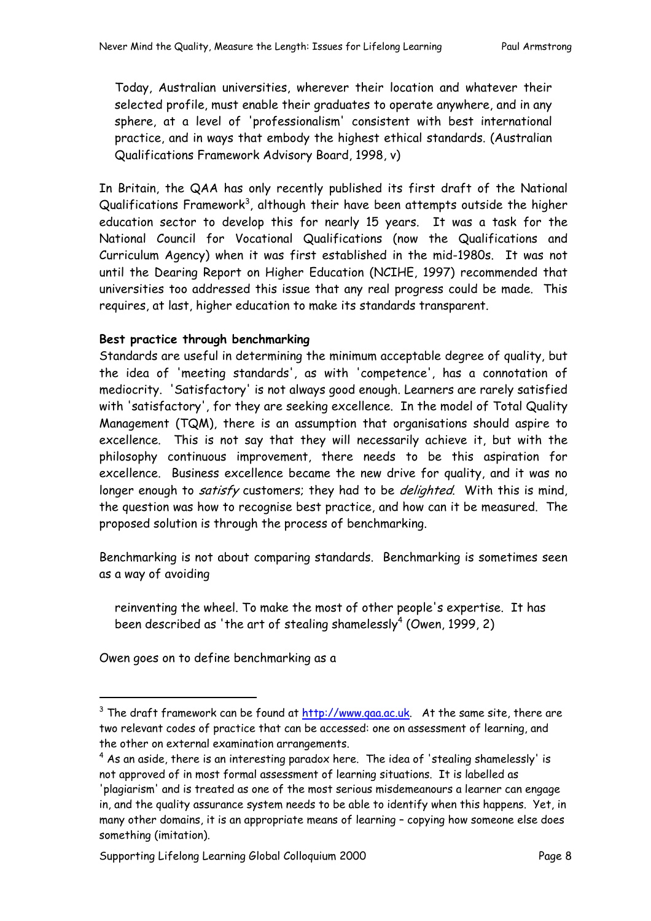> Today, Australian universities, wherever their location and whatever their selected profile, must enable their graduates to operate anywhere, and in any sphere, at a level of 'professionalism' consistent with best international practice, and in ways that embody the highest ethical standards. (Australian Qualifications Framework Advisory Board, 1998, v)

In Britain, the QAA has only recently published its first draft of the National Qualifications Framework[3], although their have been attempts outside the higher education sector to develop this for nearly 15 years. It was a task for the National Council for Vocational Qualifications (now the Qualifications and Curriculum Agency) when it was first established in the mid-1980s. It was not until the Dearing Report on Higher Education (NCIHE, 1997) recommended that universities too addressed this issue that any real progress could be made. This requires, at last, higher education to make its standards transparent.

**Best practice through benchmarking**

Standards are useful in determining the minimum acceptable degree of quality, but the idea of 'meeting standards', as with 'competence', has a connotation of mediocrity. 'Satisfactory' is not always good enough. Learners are rarely satisfied with 'satisfactory', for they are seeking excellence. In the model of Total Quality Management (TQM), there is an assumption that organisations should aspire to excellence. This is not say that they will necessarily achieve it, but with the philosophy continuous improvement, there needs to be this aspiration for excellence. Business excellence became the new drive for quality, and it was no longer enough to *satisfy* customers; they had to be *delighted*. With this is mind, the question was how to recognise best practice, and how can it be measured. The proposed solution is through the process of benchmarking.

Benchmarking is not about comparing standards. Benchmarking is sometimes seen as a way of avoiding

> reinventing the wheel. To make the most of other people's expertise. It has been described as 'the art of stealing shamelessly[4] (Owen, 1999, 2)

Owen goes on to define benchmarking as a

---

[3] The draft framework can be found at http://www.qaa.ac.uk. At the same site, there are two relevant codes of practice that can be accessed: one on assessment of learning, and the other on external examination arrangements.

[4] As an aside, there is an interesting paradox here. The idea of 'stealing shamelessly' is not approved of in most formal assessment of learning situations. It is labelled as 'plagiarism' and is treated as one of the most serious misdemeanours a learner can engage in, and the quality assurance system needs to be able to identify when this happens. Yet, in many other domains, it is an appropriate means of learning – copying how someone else does something (imitation).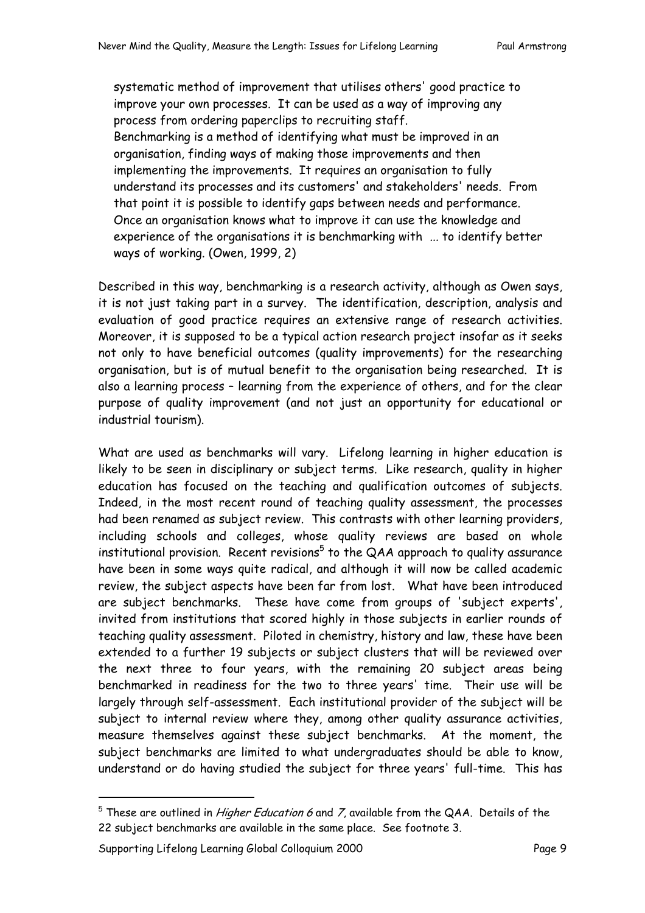> systematic method of improvement that utilises others' good practice to improve your own processes. It can be used as a way of improving any process from ordering paperclips to recruiting staff.
> Benchmarking is a method of identifying what must be improved in an organisation, finding ways of making those improvements and then implementing the improvements. It requires an organisation to fully understand its processes and its customers' and stakeholders' needs. From that point it is possible to identify gaps between needs and performance. Once an organisation knows what to improve it can use the knowledge and experience of the organisations it is benchmarking with ... to identify better ways of working. (Owen, 1999, 2)

Described in this way, benchmarking is a research activity, although as Owen says, it is not just taking part in a survey. The identification, description, analysis and evaluation of good practice requires an extensive range of research activities. Moreover, it is supposed to be a typical action research project insofar as it seeks not only to have beneficial outcomes (quality improvements) for the researching organisation, but is of mutual benefit to the organisation being researched. It is also a learning process – learning from the experience of others, and for the clear purpose of quality improvement (and not just an opportunity for educational or industrial tourism).

What are used as benchmarks will vary. Lifelong learning in higher education is likely to be seen in disciplinary or subject terms. Like research, quality in higher education has focused on the teaching and qualification outcomes of subjects. Indeed, in the most recent round of teaching quality assessment, the processes had been renamed as subject review. This contrasts with other learning providers, including schools and colleges, whose quality reviews are based on whole institutional provision. Recent revisions[5] to the QAA approach to quality assurance have been in some ways quite radical, and although it will now be called academic review, the subject aspects have been far from lost. What have been introduced are subject benchmarks. These have come from groups of 'subject experts', invited from institutions that scored highly in those subjects in earlier rounds of teaching quality assessment. Piloted in chemistry, history and law, these have been extended to a further 19 subjects or subject clusters that will be reviewed over the next three to four years, with the remaining 20 subject areas being benchmarked in readiness for the two to three years' time. Their use will be largely through self-assessment. Each institutional provider of the subject will be subject to internal review where they, among other quality assurance activities, measure themselves against these subject benchmarks. At the moment, the subject benchmarks are limited to what undergraduates should be able to know, understand or do having studied the subject for three years' full-time. This has

[5] These are outlined in *Higher Education 6* and *7*, available from the QAA. Details of the 22 subject benchmarks are available in the same place. See footnote 3.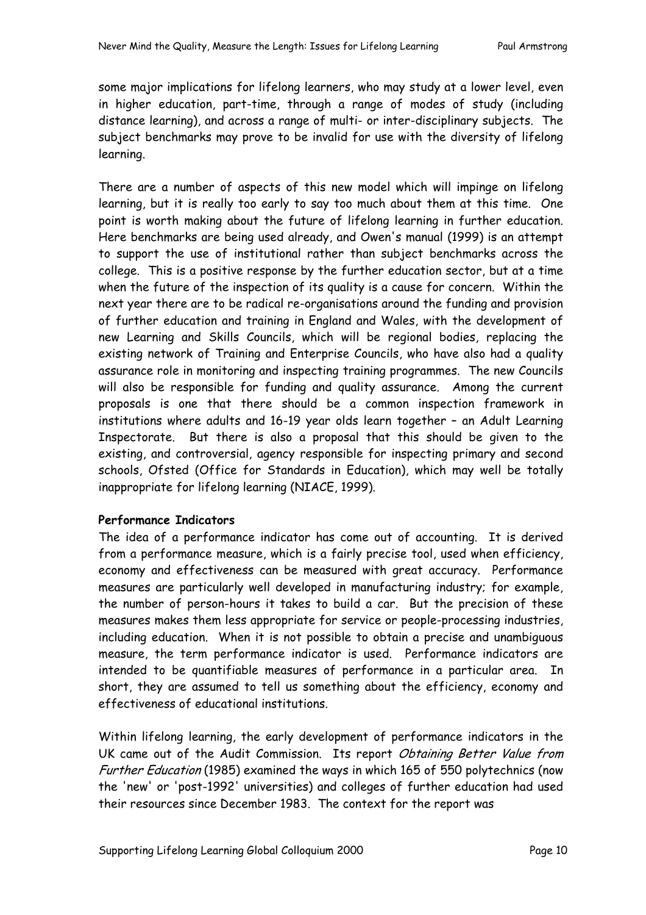some major implications for lifelong learners, who may study at a lower level, even in higher education, part-time, through a range of modes of study (including distance learning), and across a range of multi- or inter-disciplinary subjects. The subject benchmarks may prove to be invalid for use with the diversity of lifelong learning.

There are a number of aspects of this new model which will impinge on lifelong learning, but it is really too early to say too much about them at this time. One point is worth making about the future of lifelong learning in further education. Here benchmarks are being used already, and Owen's manual (1999) is an attempt to support the use of institutional rather than subject benchmarks across the college. This is a positive response by the further education sector, but at a time when the future of the inspection of its quality is a cause for concern. Within the next year there are to be radical re-organisations around the funding and provision of further education and training in England and Wales, with the development of new Learning and Skills Councils, which will be regional bodies, replacing the existing network of Training and Enterprise Councils, who have also had a quality assurance role in monitoring and inspecting training programmes. The new Councils will also be responsible for funding and quality assurance. Among the current proposals is one that there should be a common inspection framework in institutions where adults and 16-19 year olds learn together – an Adult Learning Inspectorate. But there is also a proposal that this should be given to the existing, and controversial, agency responsible for inspecting primary and second schools, Ofsted (Office for Standards in Education), which may well be totally inappropriate for lifelong learning (NIACE, 1999).

**Performance Indicators**

The idea of a performance indicator has come out of accounting. It is derived from a performance measure, which is a fairly precise tool, used when efficiency, economy and effectiveness can be measured with great accuracy. Performance measures are particularly well developed in manufacturing industry; for example, the number of person-hours it takes to build a car. But the precision of these measures makes them less appropriate for service or people-processing industries, including education. When it is not possible to obtain a precise and unambiguous measure, the term performance indicator is used. Performance indicators are intended to be quantifiable measures of performance in a particular area. In short, they are assumed to tell us something about the efficiency, economy and effectiveness of educational institutions.

Within lifelong learning, the early development of performance indicators in the UK came out of the Audit Commission. Its report *Obtaining Better Value from Further Education* (1985) examined the ways in which 165 of 550 polytechnics (now the 'new' or 'post-1992' universities) and colleges of further education had used their resources since December 1983. The context for the report was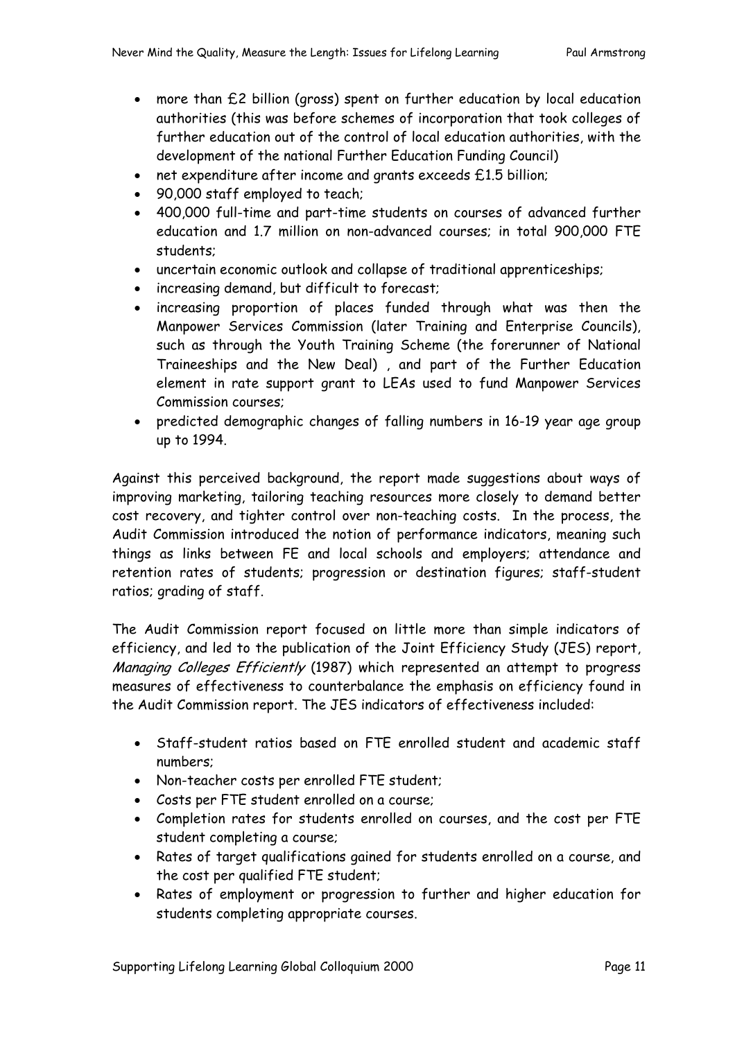- more than £2 billion (gross) spent on further education by local education authorities (this was before schemes of incorporation that took colleges of further education out of the control of local education authorities, with the development of the national Further Education Funding Council)
- net expenditure after income and grants exceeds £1.5 billion;
- 90,000 staff employed to teach;
- 400,000 full-time and part-time students on courses of advanced further education and 1.7 million on non-advanced courses; in total 900,000 FTE students;
- uncertain economic outlook and collapse of traditional apprenticeships;
- increasing demand, but difficult to forecast;
- increasing proportion of places funded through what was then the Manpower Services Commission (later Training and Enterprise Councils), such as through the Youth Training Scheme (the forerunner of National Traineeships and the New Deal) , and part of the Further Education element in rate support grant to LEAs used to fund Manpower Services Commission courses;
- predicted demographic changes of falling numbers in 16-19 year age group up to 1994.

Against this perceived background, the report made suggestions about ways of improving marketing, tailoring teaching resources more closely to demand better cost recovery, and tighter control over non-teaching costs. In the process, the Audit Commission introduced the notion of performance indicators, meaning such things as links between FE and local schools and employers; attendance and retention rates of students; progression or destination figures; staff-student ratios; grading of staff.

The Audit Commission report focused on little more than simple indicators of efficiency, and led to the publication of the Joint Efficiency Study (JES) report, *Managing Colleges Efficiently* (1987) which represented an attempt to progress measures of effectiveness to counterbalance the emphasis on efficiency found in the Audit Commission report. The JES indicators of effectiveness included:

- Staff-student ratios based on FTE enrolled student and academic staff numbers;
- Non-teacher costs per enrolled FTE student;
- Costs per FTE student enrolled on a course;
- Completion rates for students enrolled on courses, and the cost per FTE student completing a course;
- Rates of target qualifications gained for students enrolled on a course, and the cost per qualified FTE student;
- Rates of employment or progression to further and higher education for students completing appropriate courses.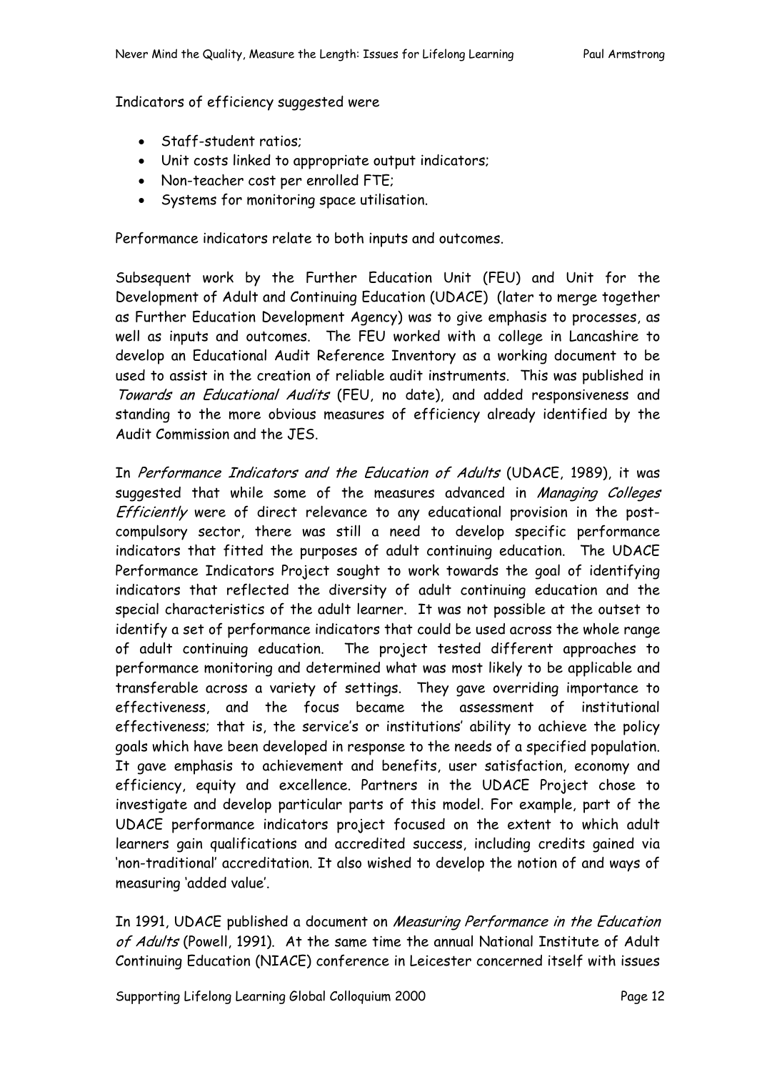Indicators of efficiency suggested were

- Staff-student ratios;
- Unit costs linked to appropriate output indicators;
- Non-teacher cost per enrolled FTE;
- Systems for monitoring space utilisation.

Performance indicators relate to both inputs and outcomes.

Subsequent work by the Further Education Unit (FEU) and Unit for the Development of Adult and Continuing Education (UDACE) (later to merge together as Further Education Development Agency) was to give emphasis to processes, as well as inputs and outcomes. The FEU worked with a college in Lancashire to develop an Educational Audit Reference Inventory as a working document to be used to assist in the creation of reliable audit instruments. This was published in *Towards an Educational Audits* (FEU, no date), and added responsiveness and standing to the more obvious measures of efficiency already identified by the Audit Commission and the JES.

In *Performance Indicators and the Education of Adults* (UDACE, 1989), it was suggested that while some of the measures advanced in *Managing Colleges Efficiently* were of direct relevance to any educational provision in the post-compulsory sector, there was still a need to develop specific performance indicators that fitted the purposes of adult continuing education. The UDACE Performance Indicators Project sought to work towards the goal of identifying indicators that reflected the diversity of adult continuing education and the special characteristics of the adult learner. It was not possible at the outset to identify a set of performance indicators that could be used across the whole range of adult continuing education. The project tested different approaches to performance monitoring and determined what was most likely to be applicable and transferable across a variety of settings. They gave overriding importance to effectiveness, and the focus became the assessment of institutional effectiveness; that is, the service's or institutions' ability to achieve the policy goals which have been developed in response to the needs of a specified population. It gave emphasis to achievement and benefits, user satisfaction, economy and efficiency, equity and excellence. Partners in the UDACE Project chose to investigate and develop particular parts of this model. For example, part of the UDACE performance indicators project focused on the extent to which adult learners gain qualifications and accredited success, including credits gained via 'non-traditional' accreditation. It also wished to develop the notion of and ways of measuring 'added value'.

In 1991, UDACE published a document on *Measuring Performance in the Education of Adults* (Powell, 1991). At the same time the annual National Institute of Adult Continuing Education (NIACE) conference in Leicester concerned itself with issues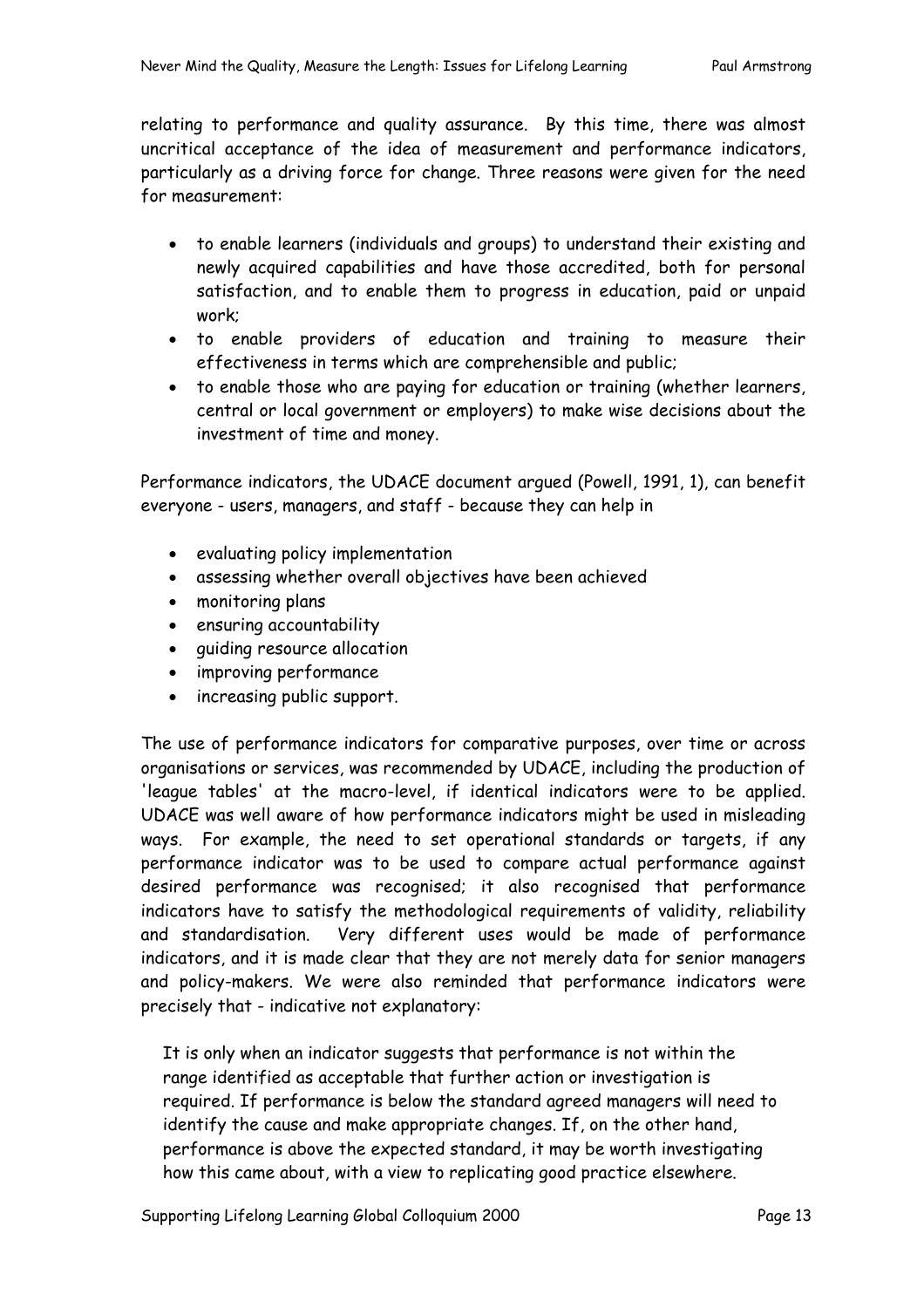relating to performance and quality assurance. By this time, there was almost uncritical acceptance of the idea of measurement and performance indicators, particularly as a driving force for change. Three reasons were given for the need for measurement:

- to enable learners (individuals and groups) to understand their existing and newly acquired capabilities and have those accredited, both for personal satisfaction, and to enable them to progress in education, paid or unpaid work;
- to enable providers of education and training to measure their effectiveness in terms which are comprehensible and public;
- to enable those who are paying for education or training (whether learners, central or local government or employers) to make wise decisions about the investment of time and money.

Performance indicators, the UDACE document argued (Powell, 1991, 1), can benefit everyone - users, managers, and staff - because they can help in

- evaluating policy implementation
- assessing whether overall objectives have been achieved
- monitoring plans
- ensuring accountability
- guiding resource allocation
- improving performance
- increasing public support.

The use of performance indicators for comparative purposes, over time or across organisations or services, was recommended by UDACE, including the production of 'league tables' at the macro-level, if identical indicators were to be applied. UDACE was well aware of how performance indicators might be used in misleading ways. For example, the need to set operational standards or targets, if any performance indicator was to be used to compare actual performance against desired performance was recognised; it also recognised that performance indicators have to satisfy the methodological requirements of validity, reliability and standardisation. Very different uses would be made of performance indicators, and it is made clear that they are not merely data for senior managers and policy-makers. We were also reminded that performance indicators were precisely that - indicative not explanatory:

> It is only when an indicator suggests that performance is not within the range identified as acceptable that further action or investigation is required. If performance is below the standard agreed managers will need to identify the cause and make appropriate changes. If, on the other hand, performance is above the expected standard, it may be worth investigating how this came about, with a view to replicating good practice elsewhere.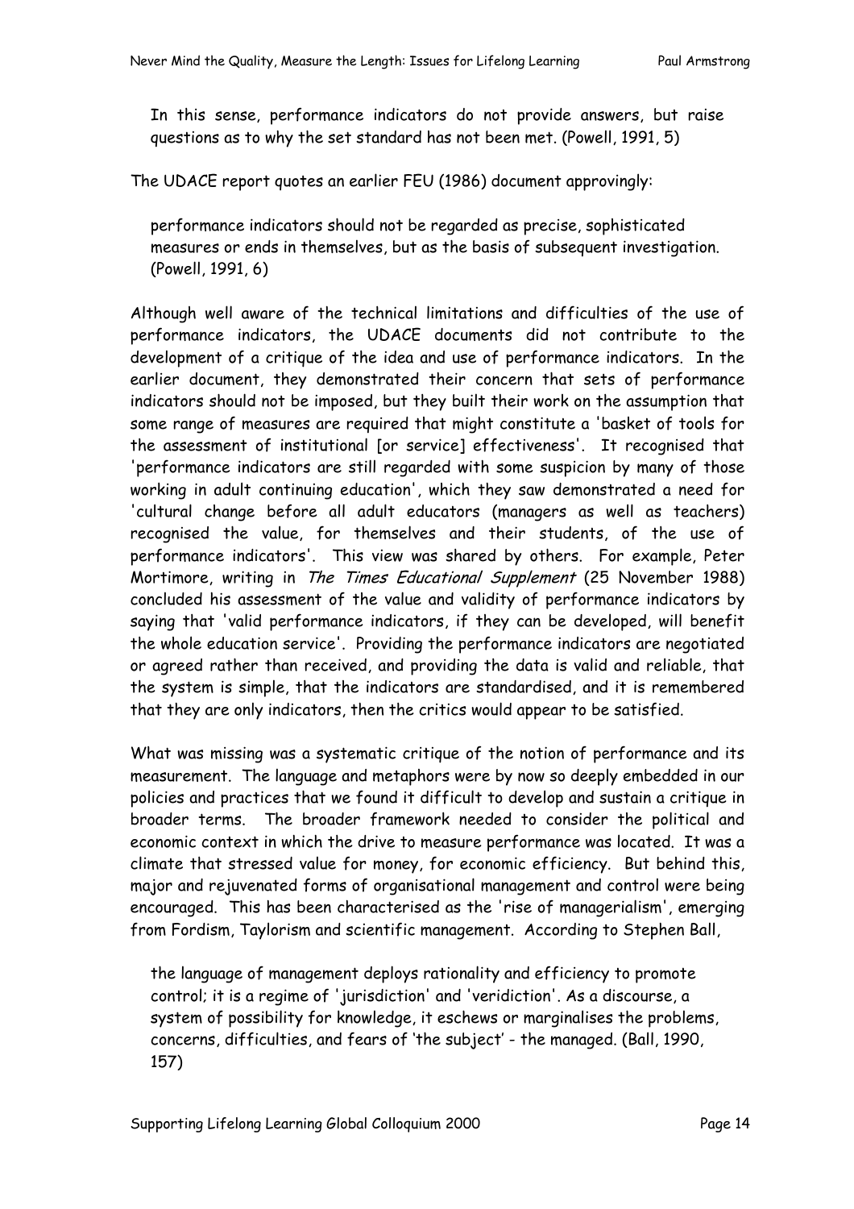In this sense, performance indicators do not provide answers, but raise questions as to why the set standard has not been met. (Powell, 1991, 5)

The UDACE report quotes an earlier FEU (1986) document approvingly:

> performance indicators should not be regarded as precise, sophisticated measures or ends in themselves, but as the basis of subsequent investigation. (Powell, 1991, 6)

Although well aware of the technical limitations and difficulties of the use of performance indicators, the UDACE documents did not contribute to the development of a critique of the idea and use of performance indicators. In the earlier document, they demonstrated their concern that sets of performance indicators should not be imposed, but they built their work on the assumption that some range of measures are required that might constitute a 'basket of tools for the assessment of institutional [or service] effectiveness'. It recognised that 'performance indicators are still regarded with some suspicion by many of those working in adult continuing education', which they saw demonstrated a need for 'cultural change before all adult educators (managers as well as teachers) recognised the value, for themselves and their students, of the use of performance indicators'. This view was shared by others. For example, Peter Mortimore, writing in *The Times Educational Supplement* (25 November 1988) concluded his assessment of the value and validity of performance indicators by saying that 'valid performance indicators, if they can be developed, will benefit the whole education service'. Providing the performance indicators are negotiated or agreed rather than received, and providing the data is valid and reliable, that the system is simple, that the indicators are standardised, and it is remembered that they are only indicators, then the critics would appear to be satisfied.

What was missing was a systematic critique of the notion of performance and its measurement. The language and metaphors were by now so deeply embedded in our policies and practices that we found it difficult to develop and sustain a critique in broader terms. The broader framework needed to consider the political and economic context in which the drive to measure performance was located. It was a climate that stressed value for money, for economic efficiency. But behind this, major and rejuvenated forms of organisational management and control were being encouraged. This has been characterised as the 'rise of managerialism', emerging from Fordism, Taylorism and scientific management. According to Stephen Ball,

> the language of management deploys rationality and efficiency to promote control; it is a regime of 'jurisdiction' and 'veridiction'. As a discourse, a system of possibility for knowledge, it eschews or marginalises the problems, concerns, difficulties, and fears of 'the subject' - the managed. (Ball, 1990, 157)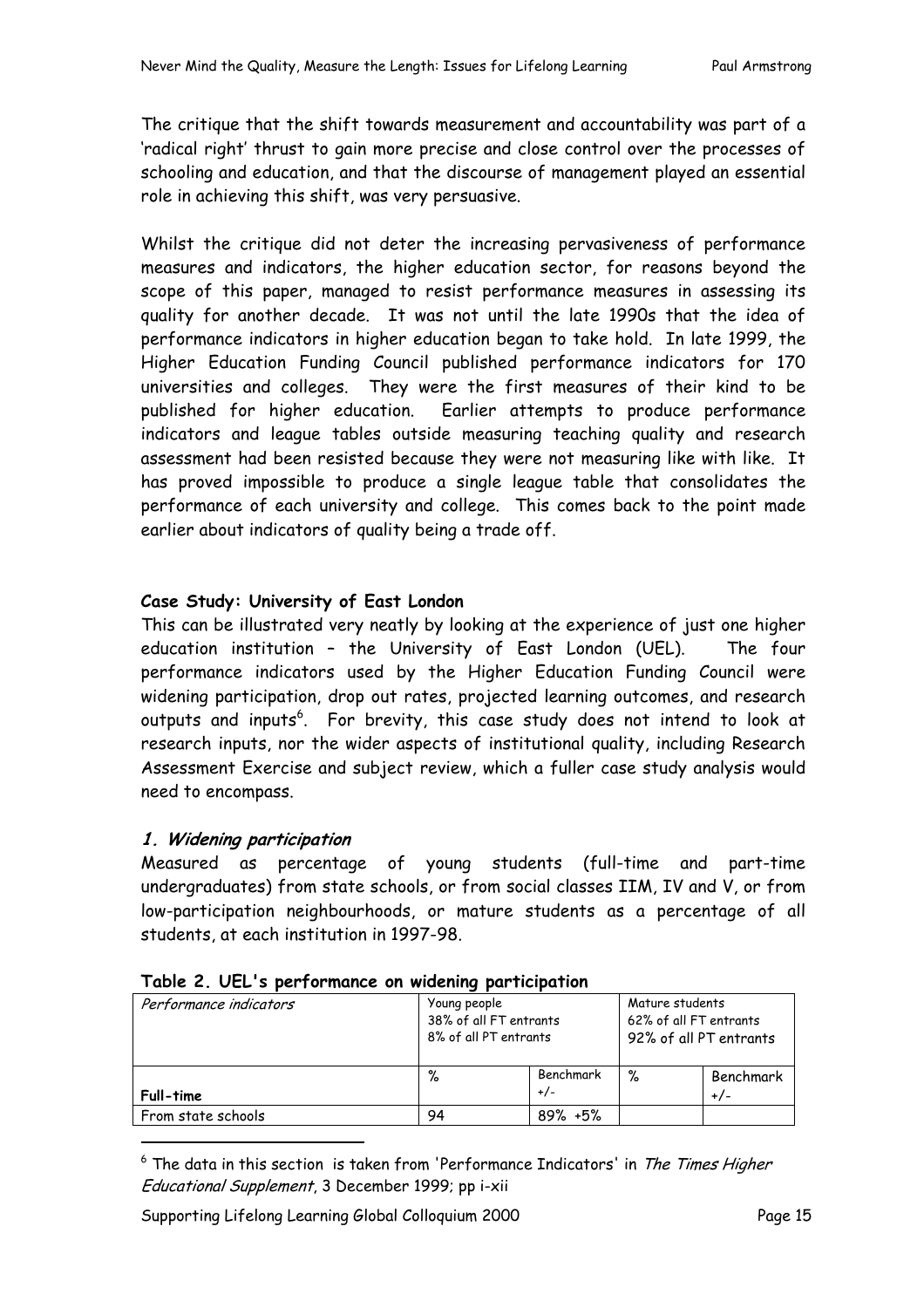The critique that the shift towards measurement and accountability was part of a 'radical right' thrust to gain more precise and close control over the processes of schooling and education, and that the discourse of management played an essential role in achieving this shift, was very persuasive.

Whilst the critique did not deter the increasing pervasiveness of performance measures and indicators, the higher education sector, for reasons beyond the scope of this paper, managed to resist performance measures in assessing its quality for another decade. It was not until the late 1990s that the idea of performance indicators in higher education began to take hold. In late 1999, the Higher Education Funding Council published performance indicators for 170 universities and colleges. They were the first measures of their kind to be published for higher education. Earlier attempts to produce performance indicators and league tables outside measuring teaching quality and research assessment had been resisted because they were not measuring like with like. It has proved impossible to produce a single league table that consolidates the performance of each university and college. This comes back to the point made earlier about indicators of quality being a trade off.

**Case Study: University of East London**

This can be illustrated very neatly by looking at the experience of just one higher education institution – the University of East London (UEL). The four performance indicators used by the Higher Education Funding Council were widening participation, drop out rates, projected learning outcomes, and research outputs and inputs[6]. For brevity, this case study does not intend to look at research inputs, nor the wider aspects of institutional quality, including Research Assessment Exercise and subject review, which a fuller case study analysis would need to encompass.

### *1. Widening participation*

Measured as percentage of young students (full-time and part-time undergraduates) from state schools, or from social classes IIM, IV and V, or from low-participation neighbourhoods, or mature students as a percentage of all students, at each institution in 1997-98.

**Table 2. UEL's performance on widening participation**

| *Performance indicators* | Young people 38% of all FT entrants 8% of all PT entrants | | Mature students 62% of all FT entrants 92% of all PT entrants | |
|---|---|---|---|---|
| **Full-time** | % | Benchmark +/- | % | Benchmark +/- |
| From state schools | 94 | 89% +5% | | |

[6] The data in this section is taken from 'Performance Indicators' in *The Times Higher Educational Supplement*, 3 December 1999; pp i-xii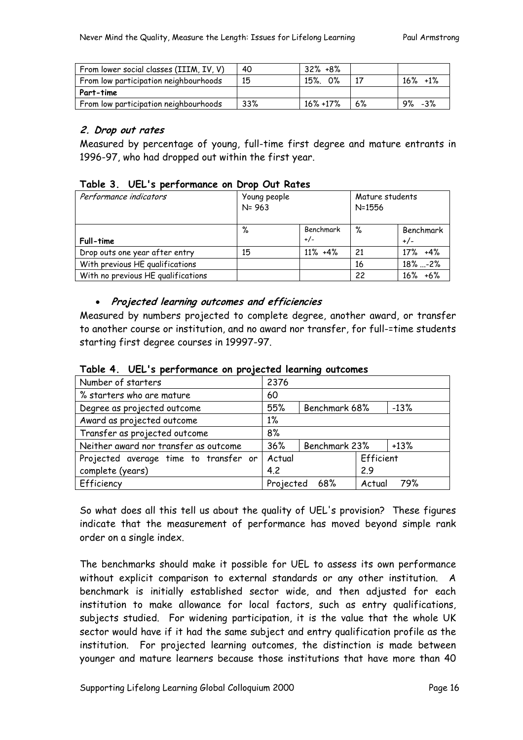| From lower social classes (IIIM, IV, V) | 40 | 32% +8% | | |
|---|---|---|---|---|
| From low participation neighbourhoods | 15 | 15%. 0% | 17 | 16% +1% |
| **Part-time** | | | | |
| From low participation neighbourhoods | 33% | 16% +17% | 6% | 9% -3% |

## *2. Drop out rates*

Measured by percentage of young, full-time first degree and mature entrants in 1996-97, who had dropped out within the first year.

**Table 3. UEL's performance on Drop Out Rates**

| *Performance indicators* | Young people N= 963 | | Mature students N=1556 | |
|---|---|---|---|---|
| **Full-time** | % | Benchmark +/- | % | Benchmark +/- |
| Drop outs one year after entry | 15 | 11% +4% | 21 | 17% +4% |
| With previous HE qualifications | | | 16 | 18% ...-2% |
| With no previous HE qualifications | | | 22 | 16% +6% |

- ***Projected learning outcomes and efficiencies***

Measured by numbers projected to complete degree, another award, or transfer to another course or institution, and no award nor transfer, for full-=time students starting first degree courses in 19997-97.

**Table 4. UEL's performance on projected learning outcomes**

| Number of starters | 2376 | | |
|---|---|---|---|
| % starters who are mature | 60 | | |
| Degree as projected outcome | 55% | Benchmark 68% | -13% |
| Award as projected outcome | 1% | | |
| Transfer as projected outcome | 8% | | |
| Neither award nor transfer as outcome | 36% | Benchmark 23% | +13% |
| Projected average time to transfer or complete (years) | Actual 4.2 | | Efficient 2.9 |
| Efficiency | Projected 68% | | Actual 79% |

So what does all this tell us about the quality of UEL's provision? These figures indicate that the measurement of performance has moved beyond simple rank order on a single index.

The benchmarks should make it possible for UEL to assess its own performance without explicit comparison to external standards or any other institution. A benchmark is initially established sector wide, and then adjusted for each institution to make allowance for local factors, such as entry qualifications, subjects studied. For widening participation, it is the value that the whole UK sector would have if it had the same subject and entry qualification profile as the institution. For projected learning outcomes, the distinction is made between younger and mature learners because those institutions that have more than 40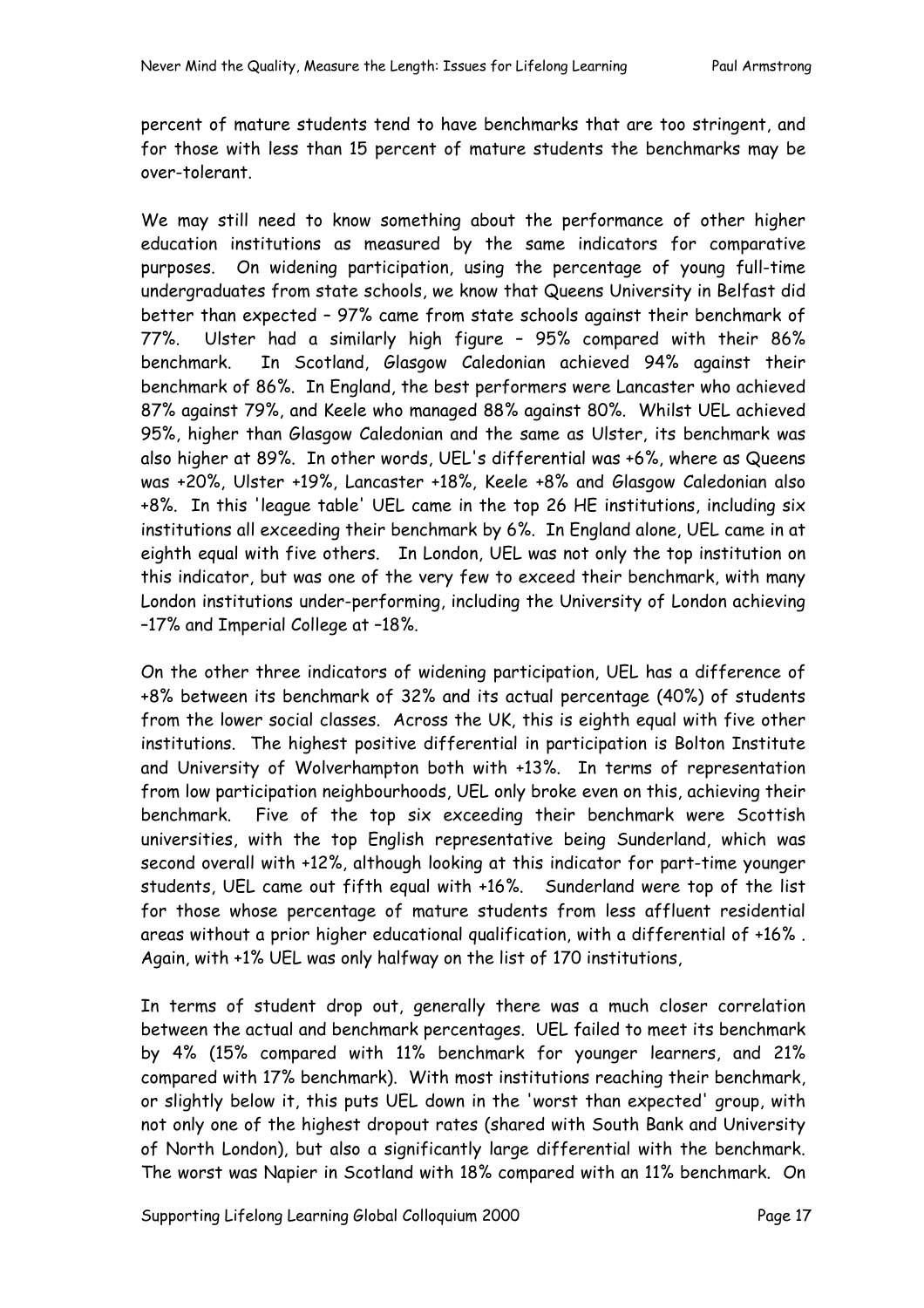percent of mature students tend to have benchmarks that are too stringent, and for those with less than 15 percent of mature students the benchmarks may be over-tolerant.

We may still need to know something about the performance of other higher education institutions as measured by the same indicators for comparative purposes. On widening participation, using the percentage of young full-time undergraduates from state schools, we know that Queens University in Belfast did better than expected – 97% came from state schools against their benchmark of 77%. Ulster had a similarly high figure – 95% compared with their 86% benchmark. In Scotland, Glasgow Caledonian achieved 94% against their benchmark of 86%. In England, the best performers were Lancaster who achieved 87% against 79%, and Keele who managed 88% against 80%. Whilst UEL achieved 95%, higher than Glasgow Caledonian and the same as Ulster, its benchmark was also higher at 89%. In other words, UEL's differential was +6%, where as Queens was +20%, Ulster +19%, Lancaster +18%, Keele +8% and Glasgow Caledonian also +8%. In this 'league table' UEL came in the top 26 HE institutions, including six institutions all exceeding their benchmark by 6%. In England alone, UEL came in at eighth equal with five others. In London, UEL was not only the top institution on this indicator, but was one of the very few to exceed their benchmark, with many London institutions under-performing, including the University of London achieving –17% and Imperial College at –18%.

On the other three indicators of widening participation, UEL has a difference of +8% between its benchmark of 32% and its actual percentage (40%) of students from the lower social classes. Across the UK, this is eighth equal with five other institutions. The highest positive differential in participation is Bolton Institute and University of Wolverhampton both with +13%. In terms of representation from low participation neighbourhoods, UEL only broke even on this, achieving their benchmark. Five of the top six exceeding their benchmark were Scottish universities, with the top English representative being Sunderland, which was second overall with +12%, although looking at this indicator for part-time younger students, UEL came out fifth equal with +16%. Sunderland were top of the list for those whose percentage of mature students from less affluent residential areas without a prior higher educational qualification, with a differential of +16% . Again, with +1% UEL was only halfway on the list of 170 institutions,

In terms of student drop out, generally there was a much closer correlation between the actual and benchmark percentages. UEL failed to meet its benchmark by 4% (15% compared with 11% benchmark for younger learners, and 21% compared with 17% benchmark). With most institutions reaching their benchmark, or slightly below it, this puts UEL down in the 'worst than expected' group, with not only one of the highest dropout rates (shared with South Bank and University of North London), but also a significantly large differential with the benchmark. The worst was Napier in Scotland with 18% compared with an 11% benchmark. On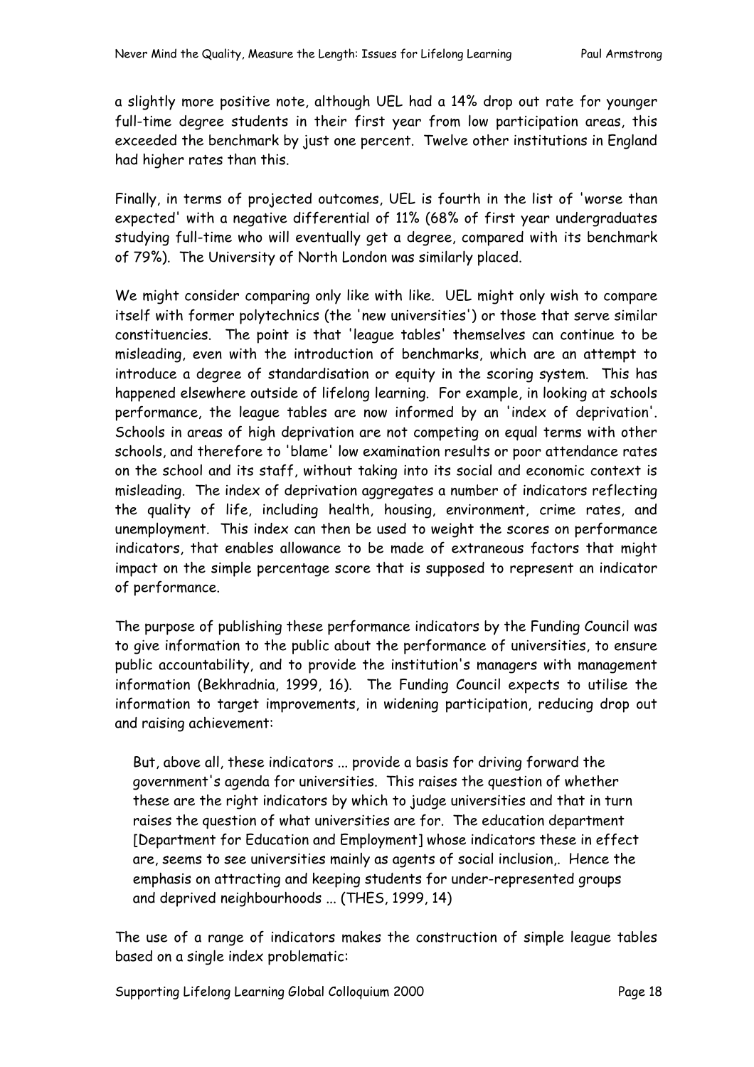a slightly more positive note, although UEL had a 14% drop out rate for younger full-time degree students in their first year from low participation areas, this exceeded the benchmark by just one percent. Twelve other institutions in England had higher rates than this.

Finally, in terms of projected outcomes, UEL is fourth in the list of 'worse than expected' with a negative differential of 11% (68% of first year undergraduates studying full-time who will eventually get a degree, compared with its benchmark of 79%). The University of North London was similarly placed.

We might consider comparing only like with like. UEL might only wish to compare itself with former polytechnics (the 'new universities') or those that serve similar constituencies. The point is that 'league tables' themselves can continue to be misleading, even with the introduction of benchmarks, which are an attempt to introduce a degree of standardisation or equity in the scoring system. This has happened elsewhere outside of lifelong learning. For example, in looking at schools performance, the league tables are now informed by an 'index of deprivation'. Schools in areas of high deprivation are not competing on equal terms with other schools, and therefore to 'blame' low examination results or poor attendance rates on the school and its staff, without taking into its social and economic context is misleading. The index of deprivation aggregates a number of indicators reflecting the quality of life, including health, housing, environment, crime rates, and unemployment. This index can then be used to weight the scores on performance indicators, that enables allowance to be made of extraneous factors that might impact on the simple percentage score that is supposed to represent an indicator of performance.

The purpose of publishing these performance indicators by the Funding Council was to give information to the public about the performance of universities, to ensure public accountability, and to provide the institution's managers with management information (Bekhradnia, 1999, 16). The Funding Council expects to utilise the information to target improvements, in widening participation, reducing drop out and raising achievement:

> But, above all, these indicators ... provide a basis for driving forward the government's agenda for universities. This raises the question of whether these are the right indicators by which to judge universities and that in turn raises the question of what universities are for. The education department [Department for Education and Employment] whose indicators these in effect are, seems to see universities mainly as agents of social inclusion,. Hence the emphasis on attracting and keeping students for under-represented groups and deprived neighbourhoods ... (THES, 1999, 14)

The use of a range of indicators makes the construction of simple league tables based on a single index problematic: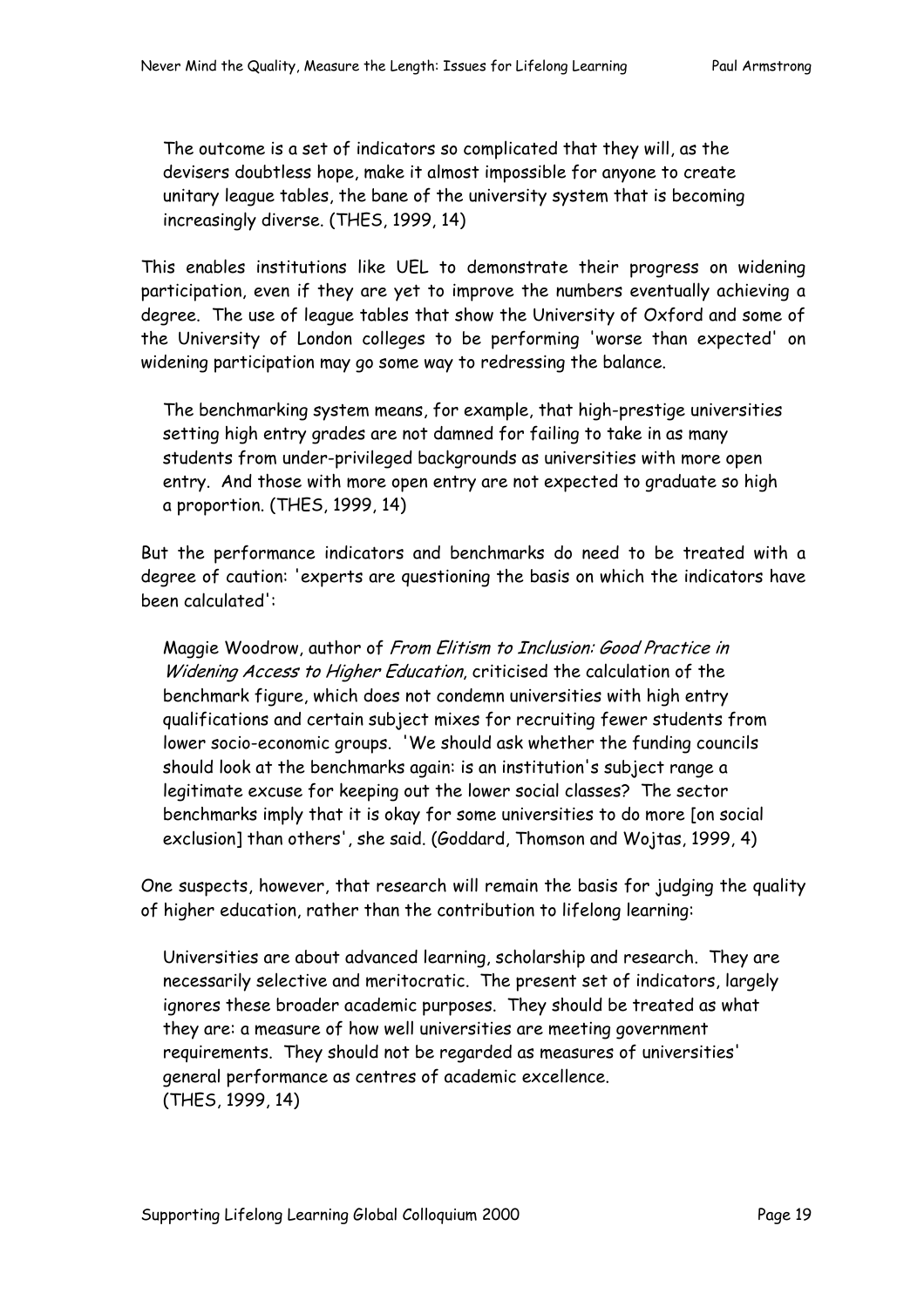> The outcome is a set of indicators so complicated that they will, as the devisers doubtless hope, make it almost impossible for anyone to create unitary league tables, the bane of the university system that is becoming increasingly diverse. (THES, 1999, 14)

This enables institutions like UEL to demonstrate their progress on widening participation, even if they are yet to improve the numbers eventually achieving a degree. The use of league tables that show the University of Oxford and some of the University of London colleges to be performing 'worse than expected' on widening participation may go some way to redressing the balance.

> The benchmarking system means, for example, that high-prestige universities setting high entry grades are not damned for failing to take in as many students from under-privileged backgrounds as universities with more open entry. And those with more open entry are not expected to graduate so high a proportion. (THES, 1999, 14)

But the performance indicators and benchmarks do need to be treated with a degree of caution: 'experts are questioning the basis on which the indicators have been calculated':

> Maggie Woodrow, author of *From Elitism to Inclusion: Good Practice in Widening Access to Higher Education*, criticised the calculation of the benchmark figure, which does not condemn universities with high entry qualifications and certain subject mixes for recruiting fewer students from lower socio-economic groups. 'We should ask whether the funding councils should look at the benchmarks again: is an institution's subject range a legitimate excuse for keeping out the lower social classes? The sector benchmarks imply that it is okay for some universities to do more [on social exclusion] than others', she said. (Goddard, Thomson and Wojtas, 1999, 4)

One suspects, however, that research will remain the basis for judging the quality of higher education, rather than the contribution to lifelong learning:

> Universities are about advanced learning, scholarship and research. They are necessarily selective and meritocratic. The present set of indicators, largely ignores these broader academic purposes. They should be treated as what they are: a measure of how well universities are meeting government requirements. They should not be regarded as measures of universities' general performance as centres of academic excellence.
> (THES, 1999, 14)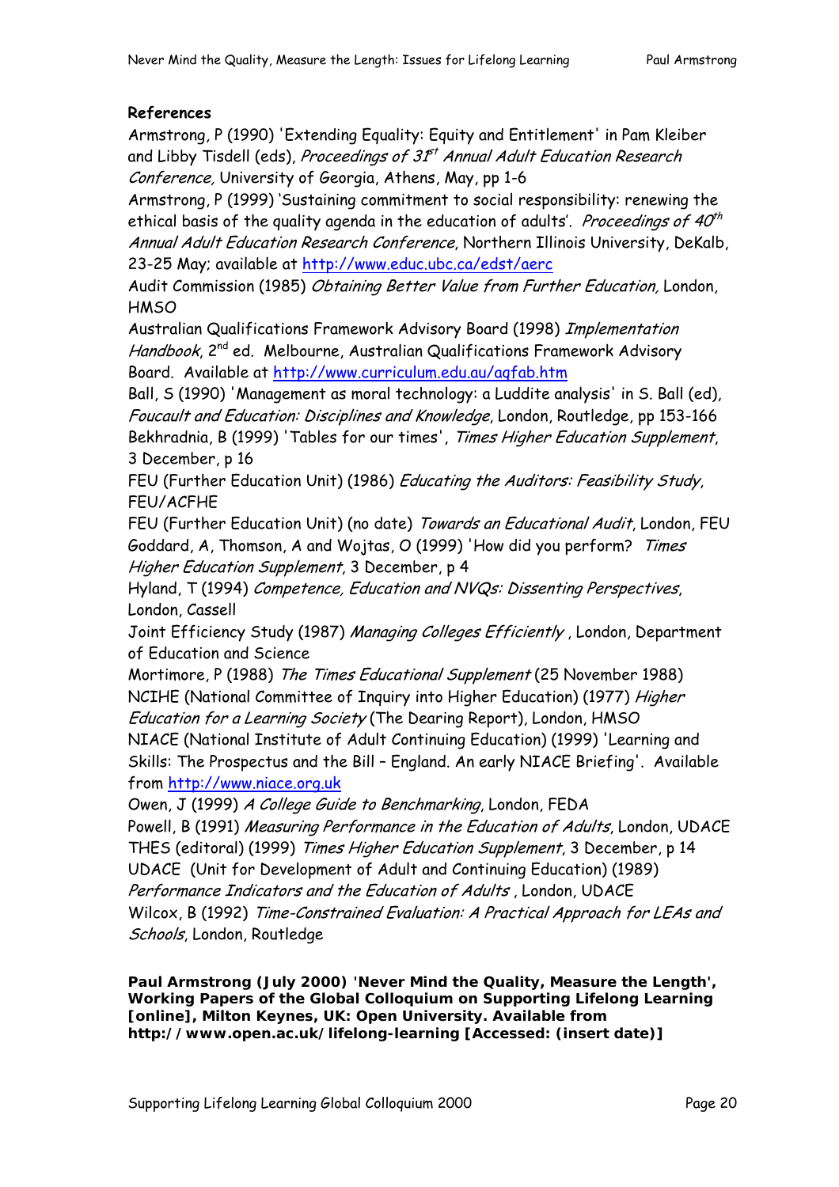**References**

Armstrong, P (1990) 'Extending Equality: Equity and Entitlement' in Pam Kleiber and Libby Tisdell (eds), *Proceedings of 31st Annual Adult Education Research Conference,* University of Georgia, Athens, May, pp 1-6

Armstrong, P (1999) 'Sustaining commitment to social responsibility: renewing the ethical basis of the quality agenda in the education of adults'. *Proceedings of 40th Annual Adult Education Research Conference*, Northern Illinois University, DeKalb, 23-25 May; available at http://www.educ.ubc.ca/edst/aerc

Audit Commission (1985) *Obtaining Better Value from Further Education,* London, HMSO

Australian Qualifications Framework Advisory Board (1998) *Implementation Handbook*, 2nd ed. Melbourne, Australian Qualifications Framework Advisory Board. Available at http://www.curriculum.edu.au/aqfab.htm

Ball, S (1990) 'Management as moral technology: a Luddite analysis' in S. Ball (ed), *Foucault and Education: Disciplines and Knowledge*, London, Routledge, pp 153-166

Bekhradnia, B (1999) 'Tables for our times', *Times Higher Education Supplement*, 3 December, p 16

FEU (Further Education Unit) (1986) *Educating the Auditors: Feasibility Study*, FEU/ACFHE

FEU (Further Education Unit) (no date) *Towards an Educational Audit*, London, FEU

Goddard, A, Thomson, A and Wojtas, O (1999) 'How did you perform? *Times Higher Education Supplement*, 3 December, p 4

Hyland, T (1994) *Competence, Education and NVQs: Dissenting Perspectives*, London, Cassell

Joint Efficiency Study (1987) *Managing Colleges Efficiently* , London, Department of Education and Science

Mortimore, P (1988) *The Times Educational Supplement* (25 November 1988)

NCIHE (National Committee of Inquiry into Higher Education) (1977) *Higher Education for a Learning Society* (The Dearing Report), London, HMSO

NIACE (National Institute of Adult Continuing Education) (1999) 'Learning and Skills: The Prospectus and the Bill – England. An early NIACE Briefing'. Available from http://www.niace.org.uk

Owen, J (1999) *A College Guide to Benchmarking*, London, FEDA

Powell, B (1991) *Measuring Performance in the Education of Adults*, London, UDACE

THES (editoral) (1999) *Times Higher Education Supplement*, 3 December, p 14

UDACE (Unit for Development of Adult and Continuing Education) (1989) *Performance Indicators and the Education of Adults* , London, UDACE

Wilcox, B (1992) *Time-Constrained Evaluation: A Practical Approach for LEAs and Schools*, London, Routledge

**Paul Armstrong (July 2000) 'Never Mind the Quality, Measure the Length', Working Papers of the Global Colloquium on Supporting Lifelong Learning [online], Milton Keynes, UK: Open University. Available from http://www.open.ac.uk/lifelong-learning [Accessed: (insert date)]**